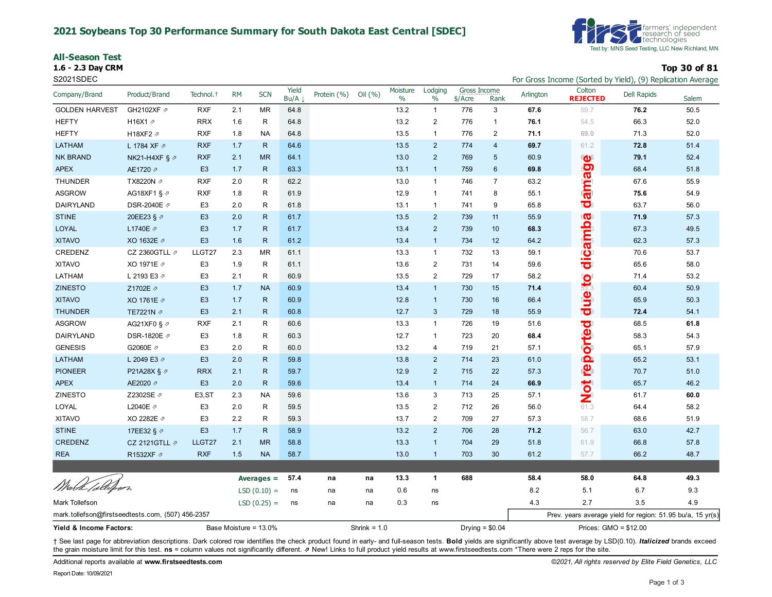## 2021 Soybeans Top 30 Performance Summary for South Dakota East Central [SDEC]

first farmers' independent research of seed technologies
Test by: MNS Seed Testing, LLC New Richland, MN

### All-Season Test

**1.6 - 2.3 Day CRM** — **Top 30 of 81**

S2021SDEC — For Gross Income (Sorted by Yield), (9) Replication Average

| Company/Brand | Product/Brand | Technol.† | RM | SCN | Yield Bu/A ↓ | Protein (%) | Oil (%) | Moisture % | Lodging % | Gross Income $/Acre | Gross Income Rank | Arlington | Colton REJECTED | Dell Rapids | Salem |
|---|---|---|---|---|---|---|---|---|---|---|---|---|---|---|---|
| GOLDEN HARVEST | GH2102XF ⇗ | RXF | 2.1 | MR | 64.8 | | | 13.2 | 1 | 776 | 3 | **67.6** | 59.7 | **76.2** | 50.5 |
| HEFTY | H16X1 ⇗ | RRX | 1.6 | R | 64.8 | | | 13.2 | 2 | 776 | 1 | **76.1** | 54.5 | 66.3 | 52.0 |
| HEFTY | H18XF2 ⇗ | RXF | 1.8 | NA | 64.8 | | | 13.5 | 1 | 776 | 2 | **71.1** | 69.0 | 71.3 | 52.0 |
| LATHAM | L 1784 XF ⇗ | RXF | 1.7 | R | 64.6 | | | 13.5 | 2 | 774 | 4 | **69.7** | 61.2 | **72.8** | 51.4 |
| NK BRAND | NK21-H4XF § ⇗ | RXF | 2.1 | MR | 64.1 | | | 13.0 | 2 | 769 | 5 | 60.9 | | **79.1** | 52.4 |
| APEX | AE1720 ⇗ | E3 | 1.7 | R | 63.3 | | | 13.1 | 1 | 759 | 6 | **69.8** | | 68.4 | 51.8 |
| THUNDER | TX8220N ⇗ | RXF | 2.0 | R | 62.2 | | | 13.0 | 1 | 746 | 7 | 63.2 | | 67.6 | 55.9 |
| ASGROW | AG18XF1 § ⇗ | RXF | 1.8 | R | 61.9 | | | 12.9 | 1 | 741 | 8 | 55.1 | | **75.6** | 54.9 |
| DAIRYLAND | DSR-2040E ⇗ | E3 | 2.0 | R | 61.8 | | | 13.1 | 1 | 741 | 9 | 65.8 | | 63.7 | 56.0 |
| STINE | 20EE23 § ⇗ | E3 | 2.0 | R | 61.7 | | | 13.5 | 2 | 739 | 11 | 55.9 | | **71.9** | 57.3 |
| LOYAL | L1740E ⇗ | E3 | 1.7 | R | 61.7 | | | 13.4 | 2 | 739 | 10 | **68.3** | | 67.3 | 49.5 |
| XITAVO | XO 1632E ⇗ | E3 | 1.6 | R | 61.2 | | | 13.4 | 1 | 734 | 12 | 64.2 | | 62.3 | 57.3 |
| CREDENZ | CZ 2360GTLL ⇗ | LLGT27 | 2.3 | MR | 61.1 | | | 13.3 | 1 | 732 | 13 | 59.1 | | 70.6 | 53.7 |
| XITAVO | XO 1971E ⇗ | E3 | 1.9 | R | 61.1 | | | 13.6 | 2 | 731 | 14 | 59.6 | | 65.6 | 58.0 |
| LATHAM | L 2193 E3 ⇗ | E3 | 2.1 | R | 60.9 | | | 13.5 | 2 | 729 | 17 | 58.2 | | 71.4 | 53.2 |
| ZINESTO | Z1702E ⇗ | E3 | 1.7 | NA | 60.9 | | | 13.4 | 1 | 730 | 15 | **71.4** | | 60.4 | 50.9 |
| XITAVO | XO 1761E ⇗ | E3 | 1.7 | R | 60.9 | | | 12.8 | 1 | 730 | 16 | 66.4 | | 65.9 | 50.3 |
| THUNDER | TE7221N ⇗ | E3 | 2.1 | R | 60.8 | | | 12.7 | 3 | 729 | 18 | 55.9 | | **72.4** | 54.1 |
| ASGROW | AG21XF0 § ⇗ | RXF | 2.1 | R | 60.6 | | | 13.3 | 1 | 726 | 19 | 51.6 | | 68.5 | **61.8** |
| DAIRYLAND | DSR-1820E ⇗ | E3 | 1.8 | R | 60.3 | | | 12.7 | 1 | 723 | 20 | **68.4** | | 58.3 | 54.3 |
| GENESIS | G2060E ⇗ | E3 | 2.0 | R | 60.0 | | | 13.2 | 4 | 719 | 21 | 57.1 | | 65.1 | 57.9 |
| LATHAM | L 2049 E3 ⇗ | E3 | 2.0 | R | 59.8 | | | 13.8 | 2 | 714 | 23 | 61.0 | | 65.2 | 53.1 |
| PIONEER | P21A28X § ⇗ | RRX | 2.1 | R | 59.7 | | | 12.9 | 2 | 715 | 22 | 57.3 | | 70.7 | 51.0 |
| APEX | AE2020 ⇗ | E3 | 2.0 | R | 59.6 | | | 13.4 | 1 | 714 | 24 | **66.9** | | 65.7 | 46.2 |
| ZINESTO | Z2302SE ⇗ | E3,ST | 2.3 | NA | 59.6 | | | 13.6 | 3 | 713 | 25 | 57.1 | | 61.7 | **60.0** |
| LOYAL | L2040E ⇗ | E3 | 2.0 | R | 59.5 | | | 13.5 | 2 | 712 | 26 | 56.0 | 61.3 | 64.4 | 58.2 |
| XITAVO | XO 2282E ⇗ | E3 | 2.2 | R | 59.3 | | | 13.7 | 2 | 709 | 27 | 57.3 | 58.7 | 68.6 | 51.9 |
| STINE | 17EE32 § ⇗ | E3 | 1.7 | R | 58.9 | | | 13.2 | 2 | 706 | 28 | **71.2** | 56.7 | 63.0 | 42.7 |
| CREDENZ | CZ 2121GTLL ⇗ | LLGT27 | 2.1 | MR | 58.8 | | | 13.3 | 1 | 704 | 29 | 51.8 | 61.9 | 66.8 | 57.8 |
| REA | R1532XF ⇗ | RXF | 1.5 | NA | 58.7 | | | 13.0 | 1 | 703 | 30 | 61.2 | 57.7 | 66.2 | 48.7 |
| | | | | **Averages =** | **57.4** | **na** | **na** | **13.3** | **1** | **688** | | **58.4** | **58.0** | **64.8** | **49.3** |
| | | | | LSD (0.10) = | ns | na | na | 0.6 | ns | | | 8.2 | 5.1 | 6.7 | 9.3 |
| | | | | LSD (0.25) = | ns | na | na | 0.3 | ns | | | 4.3 | 2.7 | 3.5 | 4.9 |

Colton: Not reported due to dicamba damage

Mark Tollefson
mark.tollefson@firstseedtests.com, (507) 456-2357

Prev. years average yield for region: 51.95 bu/a, 15 yr(s)

**Yield & Income Factors:** Base Moisture = 13.0% Shrink = 1.0 Drying = $0.04 Prices: GMO = $12.00

† See last page for abbreviation descriptions. Dark colored row identifies the check product found in early- and full-season tests. **Bold** yields are significantly above test average by LSD(0.10). ***Italicized*** brands exceed the grain moisture limit for this test. **ns** = column values not significantly different. ⇗ New! Links to full product yield results at www.firstseedtests.com *There were 2 reps for the site.

Additional reports available at **www.firstseedtests.com**

*©2021, All rights reserved by Elite Field Genetics, LLC*

Report Date: 10/09/2021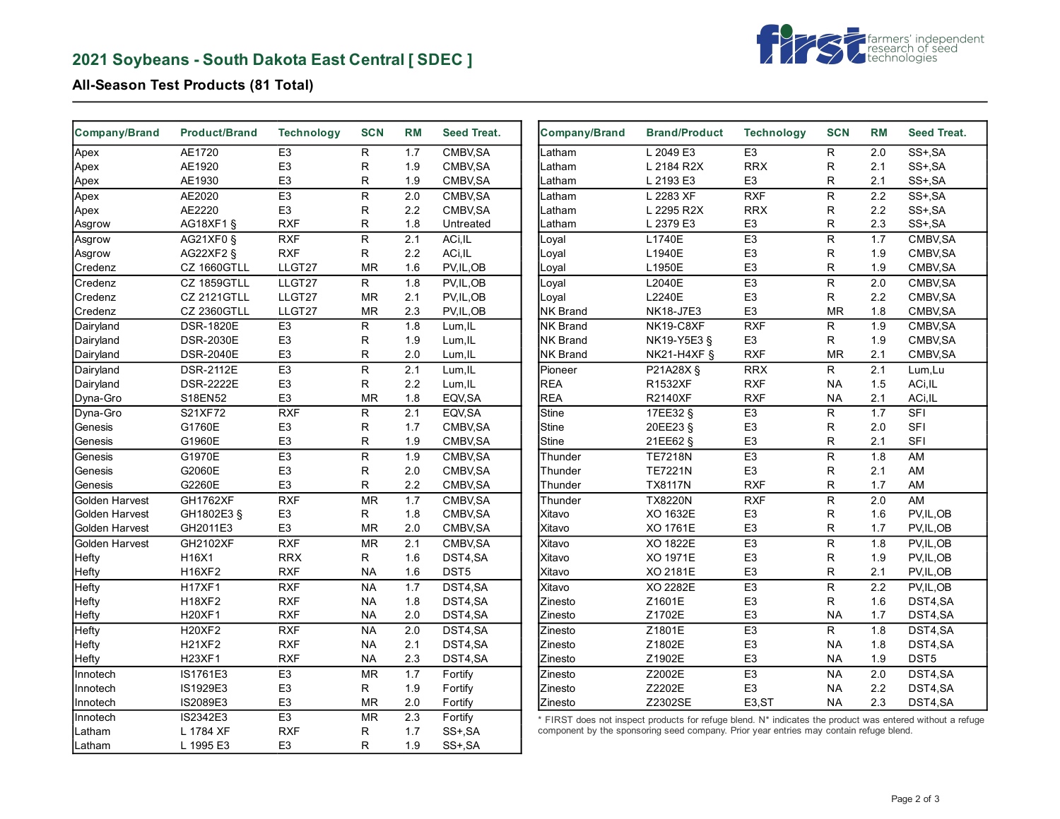## 2021 Soybeans - South Dakota East Central [ SDEC ]

### All-Season Test Products (81 Total)

| Company/Brand | Product/Brand | Technology | SCN | RM | Seed Treat. |
|---|---|---|---|---|---|
| Apex | AE1720 | E3 | R | 1.7 | CMBV,SA |
| Apex | AE1920 | E3 | R | 1.9 | CMBV,SA |
| Apex | AE1930 | E3 | R | 1.9 | CMBV,SA |
| Apex | AE2020 | E3 | R | 2.0 | CMBV,SA |
| Apex | AE2220 | E3 | R | 2.2 | CMBV,SA |
| Asgrow | AG18XF1 § | RXF | R | 1.8 | Untreated |
| Asgrow | AG21XF0 § | RXF | R | 2.1 | ACi,IL |
| Asgrow | AG22XF2 § | RXF | R | 2.2 | ACi,IL |
| Credenz | CZ 1660GTLL | LLGT27 | MR | 1.6 | PV,IL,OB |
| Credenz | CZ 1859GTLL | LLGT27 | R | 1.8 | PV,IL,OB |
| Credenz | CZ 2121GTLL | LLGT27 | MR | 2.1 | PV,IL,OB |
| Credenz | CZ 2360GTLL | LLGT27 | MR | 2.3 | PV,IL,OB |
| Dairyland | DSR-1820E | E3 | R | 1.8 | Lum,IL |
| Dairyland | DSR-2030E | E3 | R | 1.9 | Lum,IL |
| Dairyland | DSR-2040E | E3 | R | 2.0 | Lum,IL |
| Dairyland | DSR-2112E | E3 | R | 2.1 | Lum,IL |
| Dairyland | DSR-2222E | E3 | R | 2.2 | Lum,IL |
| Dyna-Gro | S18EN52 | E3 | MR | 1.8 | EQV,SA |
| Dyna-Gro | S21XF72 | RXF | R | 2.1 | EQV,SA |
| Genesis | G1760E | E3 | R | 1.7 | CMBV,SA |
| Genesis | G1960E | E3 | R | 1.9 | CMBV,SA |
| Genesis | G1970E | E3 | R | 1.9 | CMBV,SA |
| Genesis | G2060E | E3 | R | 2.0 | CMBV,SA |
| Genesis | G2260E | E3 | R | 2.2 | CMBV,SA |
| Golden Harvest | GH1762XF | RXF | MR | 1.7 | CMBV,SA |
| Golden Harvest | GH1802E3 § | E3 | R | 1.8 | CMBV,SA |
| Golden Harvest | GH2011E3 | E3 | MR | 2.0 | CMBV,SA |
| Golden Harvest | GH2102XF | RXF | MR | 2.1 | CMBV,SA |
| Hefty | H16X1 | RRX | R | 1.6 | DST4,SA |
| Hefty | H16XF2 | RXF | NA | 1.6 | DST5 |
| Hefty | H17XF1 | RXF | NA | 1.7 | DST4,SA |
| Hefty | H18XF2 | RXF | NA | 1.8 | DST4,SA |
| Hefty | H20XF1 | RXF | NA | 2.0 | DST4,SA |
| Hefty | H20XF2 | RXF | NA | 2.0 | DST4,SA |
| Hefty | H21XF2 | RXF | NA | 2.1 | DST4,SA |
| Hefty | H23XF1 | RXF | NA | 2.3 | DST4,SA |
| Innotech | IS1761E3 | E3 | MR | 1.7 | Fortify |
| Innotech | IS1929E3 | E3 | R | 1.9 | Fortify |
| Innotech | IS2089E3 | E3 | MR | 2.0 | Fortify |
| Innotech | IS2342E3 | E3 | MR | 2.3 | Fortify |
| Latham | L 1784 XF | RXF | R | 1.7 | SS+,SA |
| Latham | L 1995 E3 | E3 | R | 1.9 | SS+,SA |
| Latham | L 2049 E3 | E3 | R | 2.0 | SS+,SA |
| Latham | L 2184 R2X | RRX | R | 2.1 | SS+,SA |
| Latham | L 2193 E3 | E3 | R | 2.1 | SS+,SA |
| Latham | L 2283 XF | RXF | R | 2.2 | SS+,SA |
| Latham | L 2295 R2X | RRX | R | 2.2 | SS+,SA |
| Latham | L 2379 E3 | E3 | R | 2.3 | SS+,SA |
| Loyal | L1740E | E3 | R | 1.7 | CMBV,SA |
| Loyal | L1940E | E3 | R | 1.9 | CMBV,SA |
| Loyal | L1950E | E3 | R | 1.9 | CMBV,SA |
| Loyal | L2040E | E3 | R | 2.0 | CMBV,SA |
| Loyal | L2240E | E3 | R | 2.2 | CMBV,SA |
| NK Brand | NK18-J7E3 | E3 | MR | 1.8 | CMBV,SA |
| NK Brand | NK19-C8XF | RXF | R | 1.9 | CMBV,SA |
| NK Brand | NK19-Y5E3 § | E3 | R | 1.9 | CMBV,SA |
| NK Brand | NK21-H4XF § | RXF | MR | 2.1 | CMBV,SA |
| Pioneer | P21A28X § | RRX | R | 2.1 | Lum,Lu |
| REA | R1532XF | RXF | NA | 1.5 | ACi,IL |
| REA | R2140XF | RXF | NA | 2.1 | ACi,IL |
| Stine | 17EE32 § | E3 | R | 1.7 | SFI |
| Stine | 20EE23 § | E3 | R | 2.0 | SFI |
| Stine | 21EE62 § | E3 | R | 2.1 | SFI |
| Thunder | TE7218N | E3 | R | 1.8 | AM |
| Thunder | TE7221N | E3 | R | 2.1 | AM |
| Thunder | TX8117N | RXF | R | 1.7 | AM |
| Thunder | TX8220N | RXF | R | 2.0 | AM |
| Xitavo | XO 1632E | E3 | R | 1.6 | PV,IL,OB |
| Xitavo | XO 1761E | E3 | R | 1.7 | PV,IL,OB |
| Xitavo | XO 1822E | E3 | R | 1.8 | PV,IL,OB |
| Xitavo | XO 1971E | E3 | R | 1.9 | PV,IL,OB |
| Xitavo | XO 2181E | E3 | R | 2.1 | PV,IL,OB |
| Xitavo | XO 2282E | E3 | R | 2.2 | PV,IL,OB |
| Zinesto | Z1601E | E3 | R | 1.6 | DST4,SA |
| Zinesto | Z1702E | E3 | NA | 1.7 | DST4,SA |
| Zinesto | Z1801E | E3 | R | 1.8 | DST4,SA |
| Zinesto | Z1802E | E3 | NA | 1.8 | DST4,SA |
| Zinesto | Z1902E | E3 | NA | 1.9 | DST5 |
| Zinesto | Z2002E | E3 | NA | 2.0 | DST4,SA |
| Zinesto | Z2202E | E3 | NA | 2.2 | DST4,SA |
| Zinesto | Z2302SE | E3,ST | NA | 2.3 | DST4,SA |

* FIRST does not inspect products for refuge blend. N* indicates the product was entered without a refuge component by the sponsoring seed company. Prior year entries may contain refuge blend.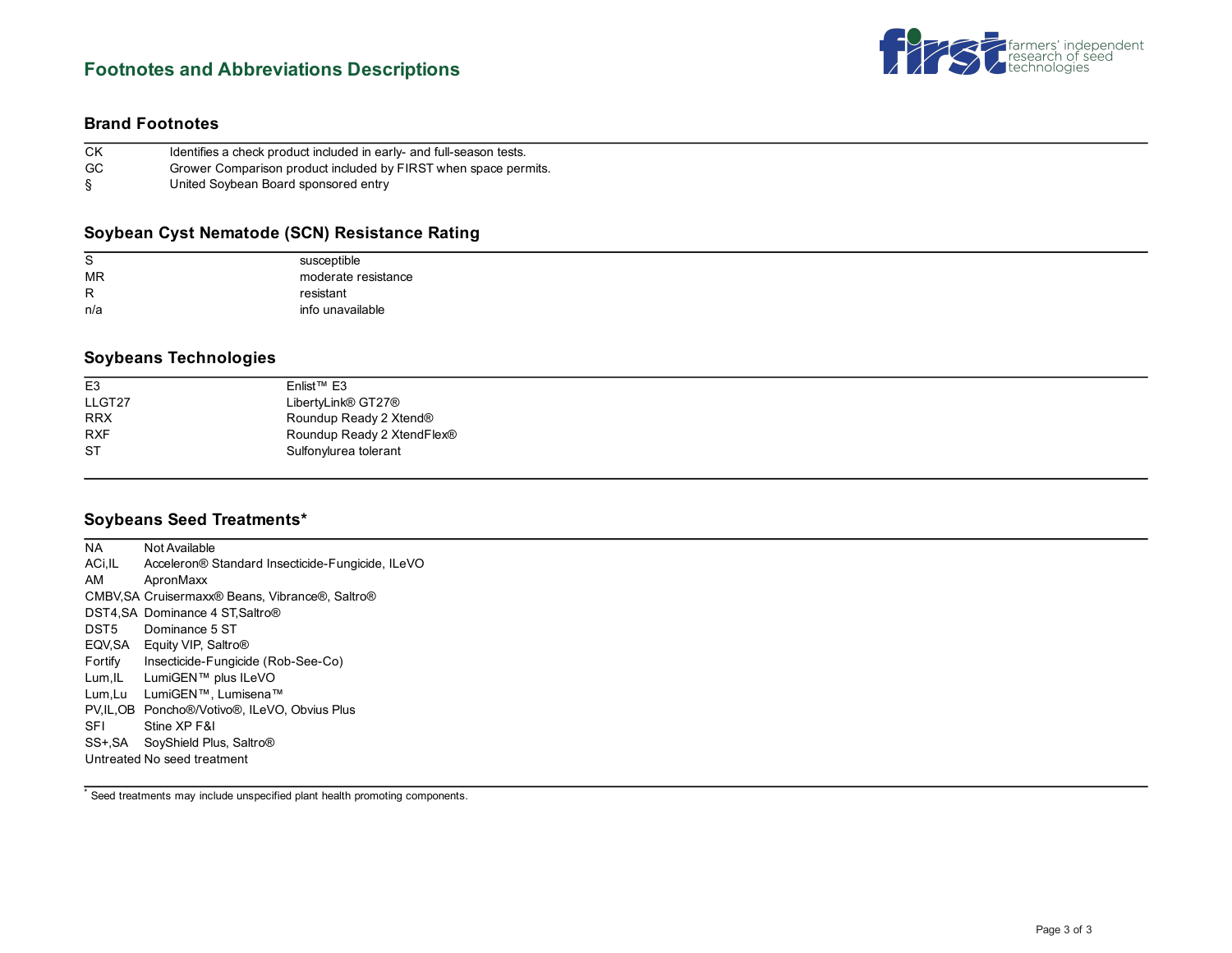## Footnotes and Abbreviations Descriptions

### Brand Footnotes

| | |
|---|---|
| CK | Identifies a check product included in early- and full-season tests. |
| GC | Grower Comparison product included by FIRST when space permits. |
| § | United Soybean Board sponsored entry |

### Soybean Cyst Nematode (SCN) Resistance Rating

| | |
|---|---|
| S | susceptible |
| MR | moderate resistance |
| R | resistant |
| n/a | info unavailable |

### Soybeans Technologies

| | |
|---|---|
| E3 | Enlist™ E3 |
| LLGT27 | LibertyLink® GT27® |
| RRX | Roundup Ready 2 Xtend® |
| RXF | Roundup Ready 2 XtendFlex® |
| ST | Sulfonylurea tolerant |

### Soybeans Seed Treatments*

| | |
|---|---|
| NA | Not Available |
| ACi,IL | Acceleron® Standard Insecticide-Fungicide, ILeVO |
| AM | ApronMaxx |
| CMBV,SA | Cruisermaxx® Beans, Vibrance®, Saltro® |
| DST4,SA | Dominance 4 ST,Saltro® |
| DST5 | Dominance 5 ST |
| EQV,SA | Equity VIP, Saltro® |
| Fortify | Insecticide-Fungicide (Rob-See-Co) |
| Lum,IL | LumiGEN™ plus ILeVO |
| Lum,Lu | LumiGEN™, Lumisena™ |
| PV,IL,OB | Poncho®/Votivo®, ILeVO, Obvius Plus |
| SFI | Stine XP F&I |
| SS+,SA | SoyShield Plus, Saltro® |
| Untreated | No seed treatment |

* Seed treatments may include unspecified plant health promoting components.